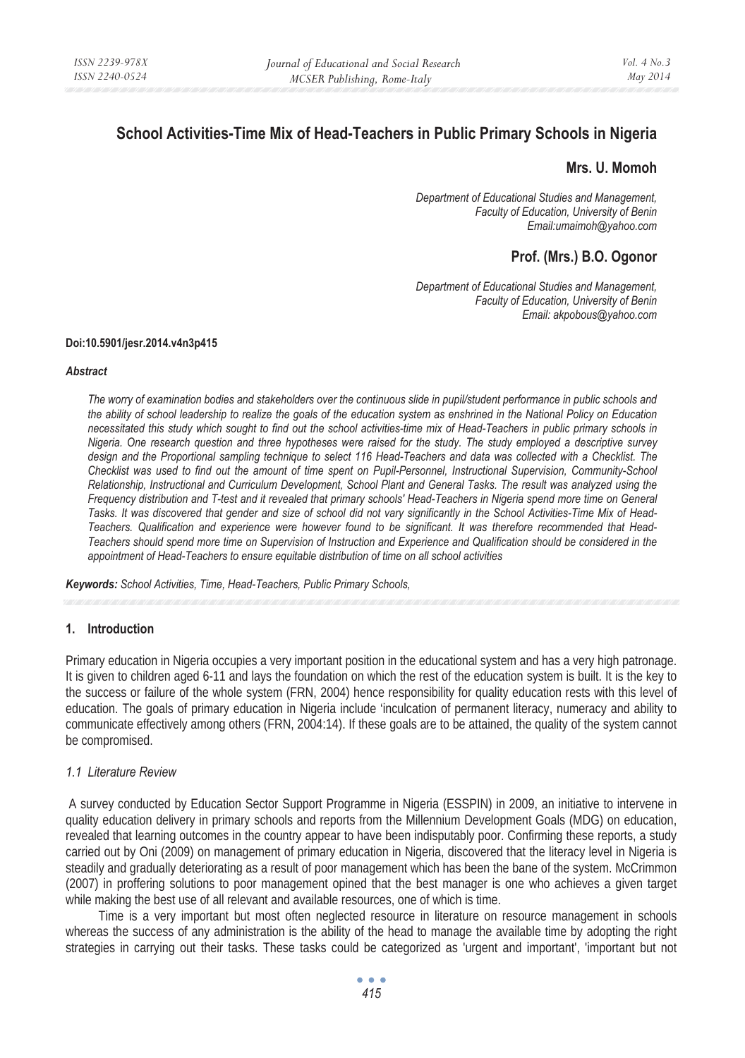# School Activities-Time Mix of Head-Teachers in Public Primary Schools in Nigeria

**Mrs. U. Momoh**

*Department of Educational Studies and Management,*
*Faculty of Education, University of Benin*
*Email:umaimoh@yahoo.com*

**Prof. (Mrs.) B.O. Ogonor**

*Department of Educational Studies and Management,*
*Faculty of Education, University of Benin*
*Email: akpobous@yahoo.com*

**Doi:10.5901/jesr.2014.v4n3p415**

***Abstract***

*The worry of examination bodies and stakeholders over the continuous slide in pupil/student performance in public schools and the ability of school leadership to realize the goals of the education system as enshrined in the National Policy on Education necessitated this study which sought to find out the school activities-time mix of Head-Teachers in public primary schools in Nigeria. One research question and three hypotheses were raised for the study. The study employed a descriptive survey design and the Proportional sampling technique to select 116 Head-Teachers and data was collected with a Checklist. The Checklist was used to find out the amount of time spent on Pupil-Personnel, Instructional Supervision, Community-School Relationship, Instructional and Curriculum Development, School Plant and General Tasks. The result was analyzed using the Frequency distribution and T-test and it revealed that primary schools' Head-Teachers in Nigeria spend more time on General Tasks. It was discovered that gender and size of school did not vary significantly in the School Activities-Time Mix of Head-Teachers. Qualification and experience were however found to be significant. It was therefore recommended that Head-Teachers should spend more time on Supervision of Instruction and Experience and Qualification should be considered in the appointment of Head-Teachers to ensure equitable distribution of time on all school activities*

***Keywords:*** *School Activities, Time, Head-Teachers, Public Primary Schools,*

## 1. Introduction

Primary education in Nigeria occupies a very important position in the educational system and has a very high patronage. It is given to children aged 6-11 and lays the foundation on which the rest of the education system is built. It is the key to the success or failure of the whole system (FRN, 2004) hence responsibility for quality education rests with this level of education. The goals of primary education in Nigeria include 'inculcation of permanent literacy, numeracy and ability to communicate effectively among others (FRN, 2004:14). If these goals are to be attained, the quality of the system cannot be compromised.

### *1.1 Literature Review*

A survey conducted by Education Sector Support Programme in Nigeria (ESSPIN) in 2009, an initiative to intervene in quality education delivery in primary schools and reports from the Millennium Development Goals (MDG) on education, revealed that learning outcomes in the country appear to have been indisputably poor. Confirming these reports, a study carried out by Oni (2009) on management of primary education in Nigeria, discovered that the literacy level in Nigeria is steadily and gradually deteriorating as a result of poor management which has been the bane of the system. McCrimmon (2007) in proffering solutions to poor management opined that the best manager is one who achieves a given target while making the best use of all relevant and available resources, one of which is time.

Time is a very important but most often neglected resource in literature on resource management in schools whereas the success of any administration is the ability of the head to manage the available time by adopting the right strategies in carrying out their tasks. These tasks could be categorized as 'urgent and important', 'important but not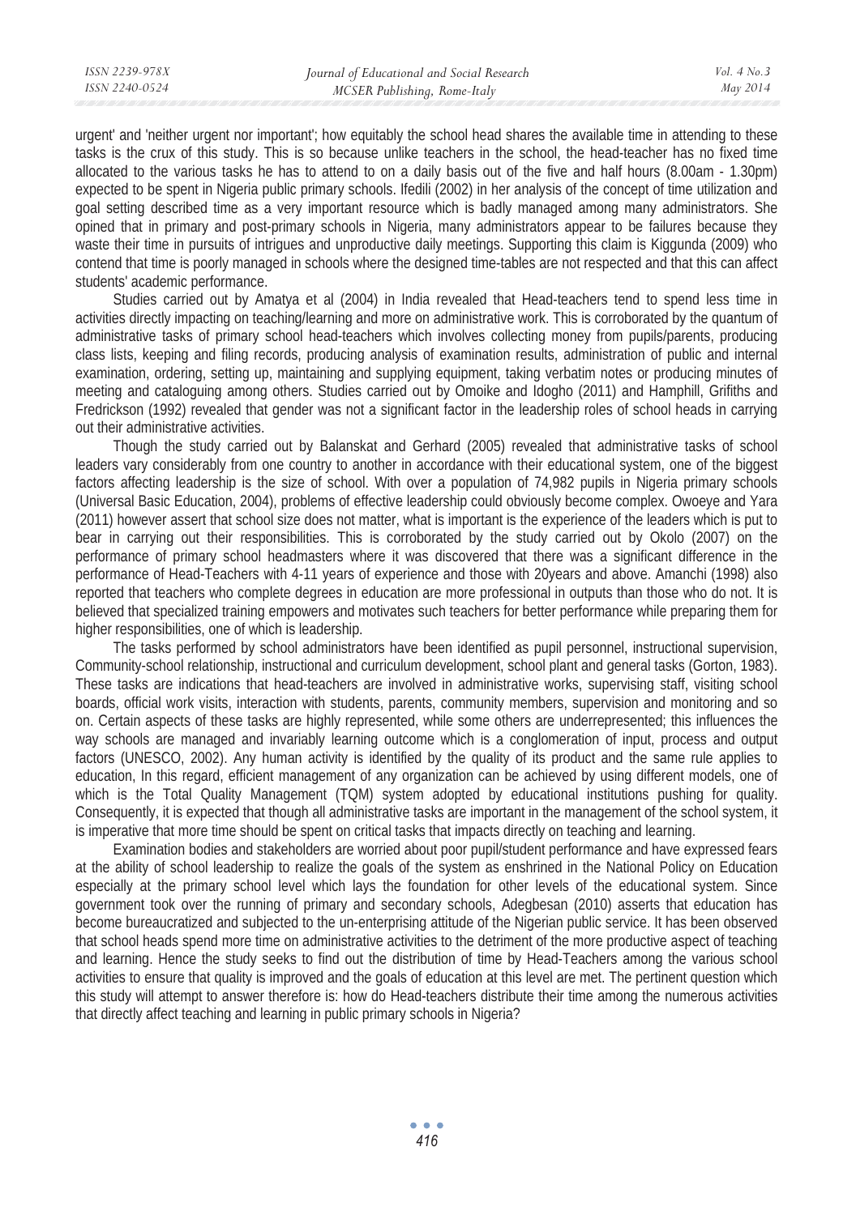urgent' and 'neither urgent nor important'; how equitably the school head shares the available time in attending to these tasks is the crux of this study. This is so because unlike teachers in the school, the head-teacher has no fixed time allocated to the various tasks he has to attend to on a daily basis out of the five and half hours (8.00am - 1.30pm) expected to be spent in Nigeria public primary schools. Ifedili (2002) in her analysis of the concept of time utilization and goal setting described time as a very important resource which is badly managed among many administrators. She opined that in primary and post-primary schools in Nigeria, many administrators appear to be failures because they waste their time in pursuits of intrigues and unproductive daily meetings. Supporting this claim is Kiggunda (2009) who contend that time is poorly managed in schools where the designed time-tables are not respected and that this can affect students' academic performance.

Studies carried out by Amatya et al (2004) in India revealed that Head-teachers tend to spend less time in activities directly impacting on teaching/learning and more on administrative work. This is corroborated by the quantum of administrative tasks of primary school head-teachers which involves collecting money from pupils/parents, producing class lists, keeping and filing records, producing analysis of examination results, administration of public and internal examination, ordering, setting up, maintaining and supplying equipment, taking verbatim notes or producing minutes of meeting and cataloguing among others. Studies carried out by Omoike and Idogho (2011) and Hamphill, Grifiths and Fredrickson (1992) revealed that gender was not a significant factor in the leadership roles of school heads in carrying out their administrative activities.

Though the study carried out by Balanskat and Gerhard (2005) revealed that administrative tasks of school leaders vary considerably from one country to another in accordance with their educational system, one of the biggest factors affecting leadership is the size of school. With over a population of 74,982 pupils in Nigeria primary schools (Universal Basic Education, 2004), problems of effective leadership could obviously become complex. Owoeye and Yara (2011) however assert that school size does not matter, what is important is the experience of the leaders which is put to bear in carrying out their responsibilities. This is corroborated by the study carried out by Okolo (2007) on the performance of primary school headmasters where it was discovered that there was a significant difference in the performance of Head-Teachers with 4-11 years of experience and those with 20years and above. Amanchi (1998) also reported that teachers who complete degrees in education are more professional in outputs than those who do not. It is believed that specialized training empowers and motivates such teachers for better performance while preparing them for higher responsibilities, one of which is leadership.

The tasks performed by school administrators have been identified as pupil personnel, instructional supervision, Community-school relationship, instructional and curriculum development, school plant and general tasks (Gorton, 1983). These tasks are indications that head-teachers are involved in administrative works, supervising staff, visiting school boards, official work visits, interaction with students, parents, community members, supervision and monitoring and so on. Certain aspects of these tasks are highly represented, while some others are underrepresented; this influences the way schools are managed and invariably learning outcome which is a conglomeration of input, process and output factors (UNESCO, 2002). Any human activity is identified by the quality of its product and the same rule applies to education, In this regard, efficient management of any organization can be achieved by using different models, one of which is the Total Quality Management (TQM) system adopted by educational institutions pushing for quality. Consequently, it is expected that though all administrative tasks are important in the management of the school system, it is imperative that more time should be spent on critical tasks that impacts directly on teaching and learning.

Examination bodies and stakeholders are worried about poor pupil/student performance and have expressed fears at the ability of school leadership to realize the goals of the system as enshrined in the National Policy on Education especially at the primary school level which lays the foundation for other levels of the educational system. Since government took over the running of primary and secondary schools, Adegbesan (2010) asserts that education has become bureaucratized and subjected to the un-enterprising attitude of the Nigerian public service. It has been observed that school heads spend more time on administrative activities to the detriment of the more productive aspect of teaching and learning. Hence the study seeks to find out the distribution of time by Head-Teachers among the various school activities to ensure that quality is improved and the goals of education at this level are met. The pertinent question which this study will attempt to answer therefore is: how do Head-teachers distribute their time among the numerous activities that directly affect teaching and learning in public primary schools in Nigeria?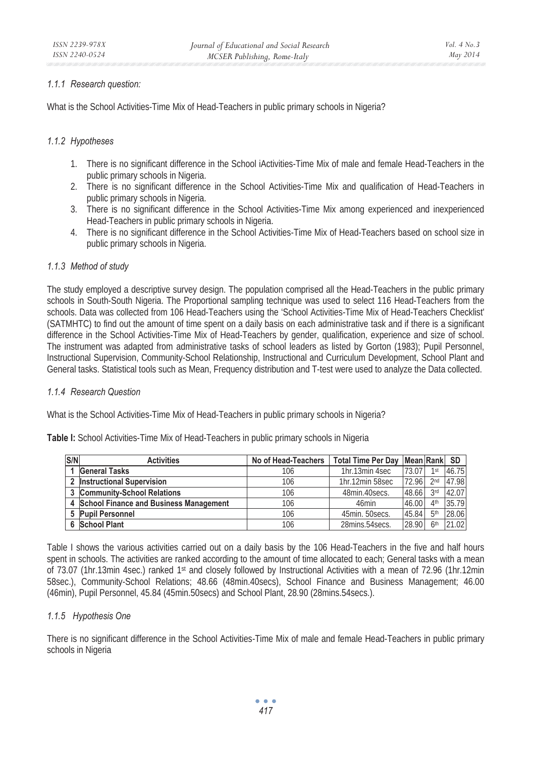### 1.1.1 Research question:

What is the School Activities-Time Mix of Head-Teachers in public primary schools in Nigeria?

### 1.1.2 Hypotheses

1. There is no significant difference in the School iActivities-Time Mix of male and female Head-Teachers in the public primary schools in Nigeria.
2. There is no significant difference in the School Activities-Time Mix and qualification of Head-Teachers in public primary schools in Nigeria.
3. There is no significant difference in the School Activities-Time Mix among experienced and inexperienced Head-Teachers in public primary schools in Nigeria.
4. There is no significant difference in the School Activities-Time Mix of Head-Teachers based on school size in public primary schools in Nigeria.

### 1.1.3 Method of study

The study employed a descriptive survey design. The population comprised all the Head-Teachers in the public primary schools in South-South Nigeria. The Proportional sampling technique was used to select 116 Head-Teachers from the schools. Data was collected from 106 Head-Teachers using the 'School Activities-Time Mix of Head-Teachers Checklist' (SATMHTC) to find out the amount of time spent on a daily basis on each administrative task and if there is a significant difference in the School Activities-Time Mix of Head-Teachers by gender, qualification, experience and size of school. The instrument was adapted from administrative tasks of school leaders as listed by Gorton (1983); Pupil Personnel, Instructional Supervision, Community-School Relationship, Instructional and Curriculum Development, School Plant and General tasks. Statistical tools such as Mean, Frequency distribution and T-test were used to analyze the Data collected.

### 1.1.4 Research Question

What is the School Activities-Time Mix of Head-Teachers in public primary schools in Nigeria?

**Table I:** School Activities-Time Mix of Head-Teachers in public primary schools in Nigeria

| S/N | Activities | No of Head-Teachers | Total Time Per Day | Mean | Rank | SD |
|---|---|---|---|---|---|---|
| 1 | **General Tasks** | 106 | 1hr.13min 4sec | 73.07 | 1st | 46.75 |
| 2 | **Instructional Supervision** | 106 | 1hr.12min 58sec | 72.96 | 2nd | 47.98 |
| 3 | **Community-School Relations** | 106 | 48min.40secs. | 48.66 | 3rd | 42.07 |
| 4 | **School Finance and Business Management** | 106 | 46min | 46.00 | 4th | 35.79 |
| 5 | **Pupil Personnel** | 106 | 45min. 50secs. | 45.84 | 5th | 28.06 |
| 6 | **School Plant** | 106 | 28mins.54secs. | 28.90 | 6th | 21.02 |

Table I shows the various activities carried out on a daily basis by the 106 Head-Teachers in the five and half hours spent in schools. The activities are ranked according to the amount of time allocated to each; General tasks with a mean of 73.07 (1hr.13min 4sec.) ranked 1st and closely followed by Instructional Activities with a mean of 72.96 (1hr.12min 58sec.), Community-School Relations; 48.66 (48min.40secs), School Finance and Business Management; 46.00 (46min), Pupil Personnel, 45.84 (45min.50secs) and School Plant, 28.90 (28mins.54secs.).

### 1.1.5 Hypothesis One

There is no significant difference in the School Activities-Time Mix of male and female Head-Teachers in public primary schools in Nigeria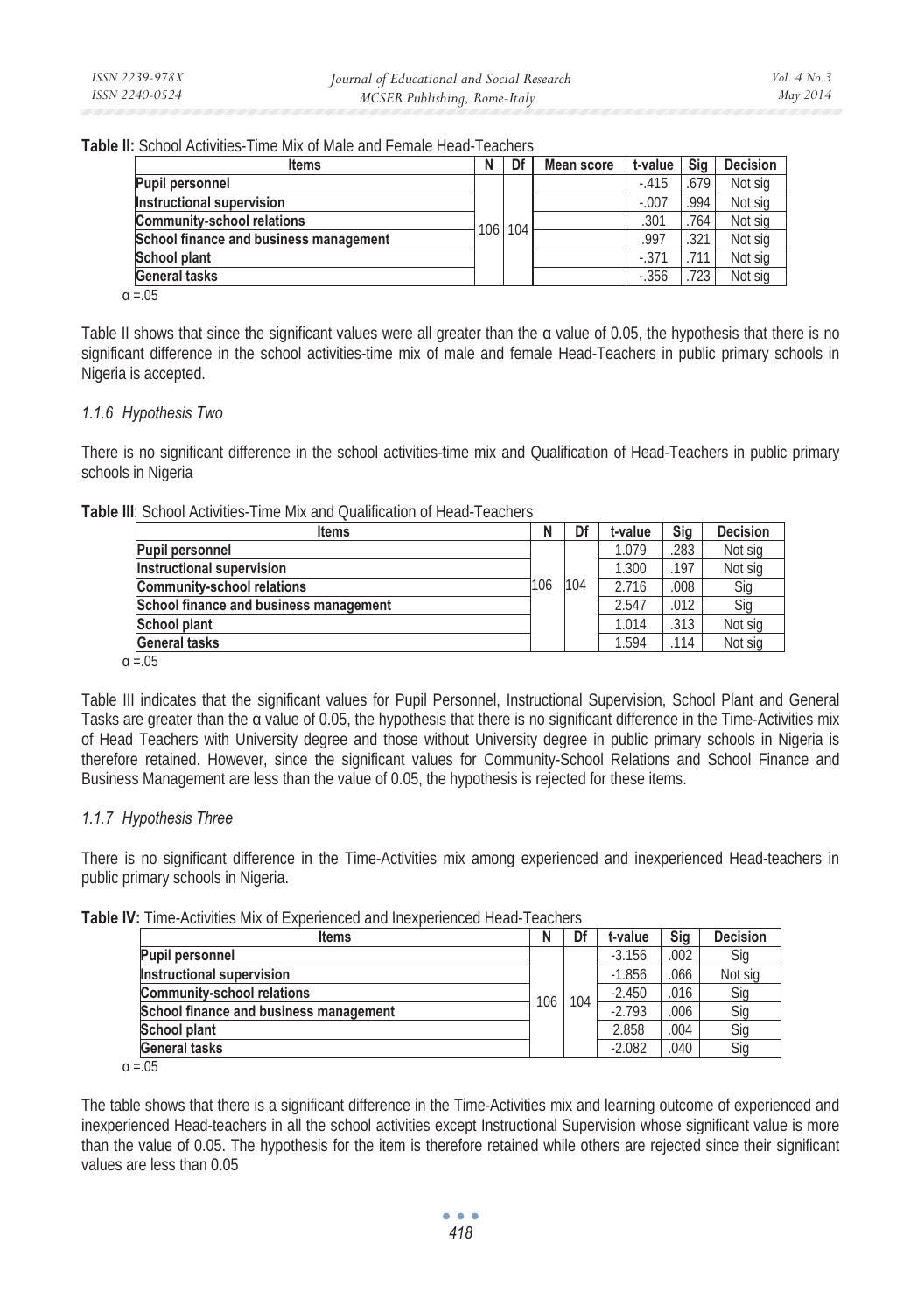**Table II:** School Activities-Time Mix of Male and Female Head-Teachers

| Items | N | Df | Mean score | t-value | Sig | Decision |
|---|---|---|---|---|---|---|
| Pupil personnel | 106 | 104 | | -.415 | .679 | Not sig |
| Instructional supervision | | | | -.007 | .994 | Not sig |
| Community-school relations | | | | .301 | .764 | Not sig |
| School finance and business management | | | | .997 | .321 | Not sig |
| School plant | | | | -.371 | .711 | Not sig |
| General tasks | | | | -.356 | .723 | Not sig |

α =.05

Table II shows that since the significant values were all greater than the α value of 0.05, the hypothesis that there is no significant difference in the school activities-time mix of male and female Head-Teachers in public primary schools in Nigeria is accepted.

### *1.1.6 Hypothesis Two*

There is no significant difference in the school activities-time mix and Qualification of Head-Teachers in public primary schools in Nigeria

**Table III**: School Activities-Time Mix and Qualification of Head-Teachers

| Items | N | Df | t-value | Sig | Decision |
|---|---|---|---|---|---|
| Pupil personnel | 106 | 104 | 1.079 | .283 | Not sig |
| Instructional supervision | | | 1.300 | .197 | Not sig |
| Community-school relations | | | 2.716 | .008 | Sig |
| School finance and business management | | | 2.547 | .012 | Sig |
| School plant | | | 1.014 | .313 | Not sig |
| General tasks | | | 1.594 | .114 | Not sig |

α =.05

Table III indicates that the significant values for Pupil Personnel, Instructional Supervision, School Plant and General Tasks are greater than the α value of 0.05, the hypothesis that there is no significant difference in the Time-Activities mix of Head Teachers with University degree and those without University degree in public primary schools in Nigeria is therefore retained. However, since the significant values for Community-School Relations and School Finance and Business Management are less than the value of 0.05, the hypothesis is rejected for these items.

### *1.1.7 Hypothesis Three*

There is no significant difference in the Time-Activities mix among experienced and inexperienced Head-teachers in public primary schools in Nigeria.

**Table IV:** Time-Activities Mix of Experienced and Inexperienced Head-Teachers

| Items | N | Df | t-value | Sig | Decision |
|---|---|---|---|---|---|
| Pupil personnel | 106 | 104 | -3.156 | .002 | Sig |
| Instructional supervision | | | -1.856 | .066 | Not sig |
| Community-school relations | | | -2.450 | .016 | Sig |
| School finance and business management | | | -2.793 | .006 | Sig |
| School plant | | | 2.858 | .004 | Sig |
| General tasks | | | -2.082 | .040 | Sig |

α =.05

The table shows that there is a significant difference in the Time-Activities mix and learning outcome of experienced and inexperienced Head-teachers in all the school activities except Instructional Supervision whose significant value is more than the value of 0.05. The hypothesis for the item is therefore retained while others are rejected since their significant values are less than 0.05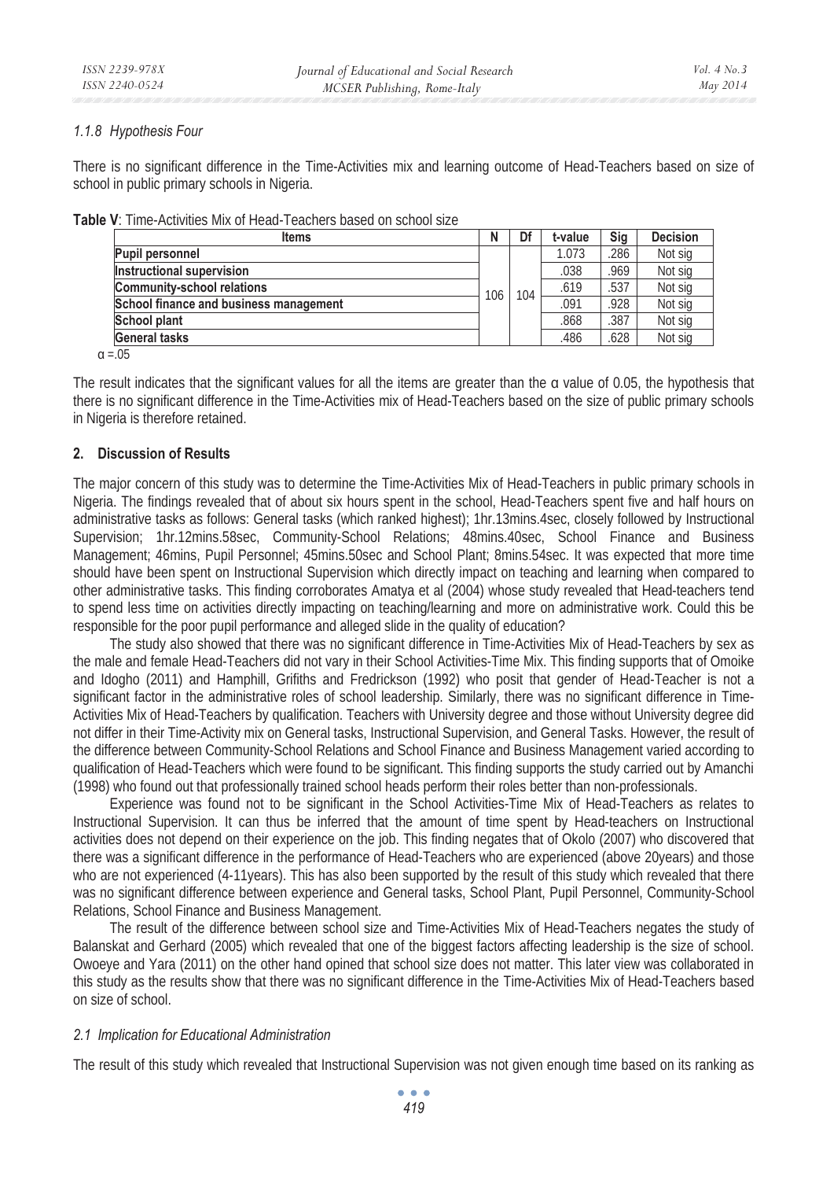### *1.1.8 Hypothesis Four*

There is no significant difference in the Time-Activities mix and learning outcome of Head-Teachers based on size of school in public primary schools in Nigeria.

**Table V**: Time-Activities Mix of Head-Teachers based on school size

| Items | N | Df | t-value | Sig | Decision |
|---|---|---|---|---|---|
| **Pupil personnel** | 106 | 104 | 1.073 | .286 | Not sig |
| **Instructional supervision** | | | .038 | .969 | Not sig |
| **Community-school relations** | | | .619 | .537 | Not sig |
| **School finance and business management** | | | .091 | .928 | Not sig |
| **School plant** | | | .868 | .387 | Not sig |
| **General tasks** | | | .486 | .628 | Not sig |

$\alpha = .05$

The result indicates that the significant values for all the items are greater than the α value of 0.05, the hypothesis that there is no significant difference in the Time-Activities mix of Head-Teachers based on the size of public primary schools in Nigeria is therefore retained.

## 2. Discussion of Results

The major concern of this study was to determine the Time-Activities Mix of Head-Teachers in public primary schools in Nigeria. The findings revealed that of about six hours spent in the school, Head-Teachers spent five and half hours on administrative tasks as follows: General tasks (which ranked highest); 1hr.13mins.4sec, closely followed by Instructional Supervision; 1hr.12mins.58sec, Community-School Relations; 48mins.40sec, School Finance and Business Management; 46mins, Pupil Personnel; 45mins.50sec and School Plant; 8mins.54sec. It was expected that more time should have been spent on Instructional Supervision which directly impact on teaching and learning when compared to other administrative tasks. This finding corroborates Amatya et al (2004) whose study revealed that Head-teachers tend to spend less time on activities directly impacting on teaching/learning and more on administrative work. Could this be responsible for the poor pupil performance and alleged slide in the quality of education?

The study also showed that there was no significant difference in Time-Activities Mix of Head-Teachers by sex as the male and female Head-Teachers did not vary in their School Activities-Time Mix. This finding supports that of Omoike and Idogho (2011) and Hamphill, Grifiths and Fredrickson (1992) who posit that gender of Head-Teacher is not a significant factor in the administrative roles of school leadership. Similarly, there was no significant difference in Time-Activities Mix of Head-Teachers by qualification. Teachers with University degree and those without University degree did not differ in their Time-Activity mix on General tasks, Instructional Supervision, and General Tasks. However, the result of the difference between Community-School Relations and School Finance and Business Management varied according to qualification of Head-Teachers which were found to be significant. This finding supports the study carried out by Amanchi (1998) who found out that professionally trained school heads perform their roles better than non-professionals.

Experience was found not to be significant in the School Activities-Time Mix of Head-Teachers as relates to Instructional Supervision. It can thus be inferred that the amount of time spent by Head-teachers on Instructional activities does not depend on their experience on the job. This finding negates that of Okolo (2007) who discovered that there was a significant difference in the performance of Head-Teachers who are experienced (above 20years) and those who are not experienced (4-11years). This has also been supported by the result of this study which revealed that there was no significant difference between experience and General tasks, School Plant, Pupil Personnel, Community-School Relations, School Finance and Business Management.

The result of the difference between school size and Time-Activities Mix of Head-Teachers negates the study of Balanskat and Gerhard (2005) which revealed that one of the biggest factors affecting leadership is the size of school. Owoeye and Yara (2011) on the other hand opined that school size does not matter. This later view was collaborated in this study as the results show that there was no significant difference in the Time-Activities Mix of Head-Teachers based on size of school.

### *2.1 Implication for Educational Administration*

The result of this study which revealed that Instructional Supervision was not given enough time based on its ranking as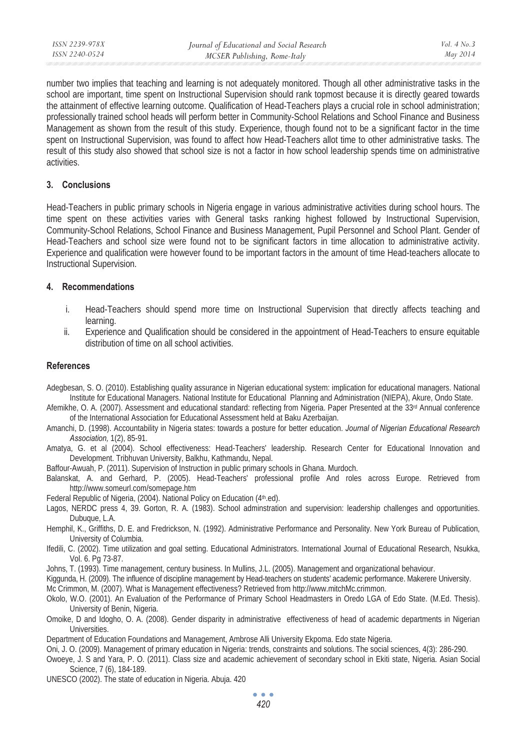number two implies that teaching and learning is not adequately monitored. Though all other administrative tasks in the school are important, time spent on Instructional Supervision should rank topmost because it is directly geared towards the attainment of effective learning outcome. Qualification of Head-Teachers plays a crucial role in school administration; professionally trained school heads will perform better in Community-School Relations and School Finance and Business Management as shown from the result of this study. Experience, though found not to be a significant factor in the time spent on Instructional Supervision, was found to affect how Head-Teachers allot time to other administrative tasks. The result of this study also showed that school size is not a factor in how school leadership spends time on administrative activities.

## 3. Conclusions

Head-Teachers in public primary schools in Nigeria engage in various administrative activities during school hours. The time spent on these activities varies with General tasks ranking highest followed by Instructional Supervision, Community-School Relations, School Finance and Business Management, Pupil Personnel and School Plant. Gender of Head-Teachers and school size were found not to be significant factors in time allocation to administrative activity. Experience and qualification were however found to be important factors in the amount of time Head-teachers allocate to Instructional Supervision.

## 4. Recommendations

i. Head-Teachers should spend more time on Instructional Supervision that directly affects teaching and learning.

ii. Experience and Qualification should be considered in the appointment of Head-Teachers to ensure equitable distribution of time on all school activities.

## References

Adegbesan, S. O. (2010). Establishing quality assurance in Nigerian educational system: implication for educational managers. National Institute for Educational Managers. National Institute for Educational Planning and Administration (NIEPA), Akure, Ondo State.

Afemikhe, O. A. (2007). Assessment and educational standard: reflecting from Nigeria. Paper Presented at the 33rd Annual conference of the International Association for Educational Assessment held at Baku Azerbaijan.

Amanchi, D. (1998). Accountability in Nigeria states: towards a posture for better education. *Journal of Nigerian Educational Research Association,* 1(2), 85-91.

Amatya, G. et al (2004). School effectiveness: Head-Teachers' leadership. Research Center for Educational Innovation and Development. Tribhuvan University, Balkhu, Kathmandu, Nepal.

Baffour-Awuah, P. (2011). Supervision of Instruction in public primary schools in Ghana. Murdoch.

Balanskat, A. and Gerhard, P. (2005). Head-Teachers' professional profile And roles across Europe. Retrieved from http://www.someurl.com/somepage.htm

Federal Republic of Nigeria, (2004). National Policy on Education (4th.ed).

Lagos, NERDC press 4, 39. Gorton, R. A. (1983). School adminstration and supervision: leadership challenges and opportunities. Dubuque, L.A.

Hemphil, K., Griffiths, D. E. and Fredrickson, N. (1992). Administrative Performance and Personality. New York Bureau of Publication, University of Columbia.

Ifedili, C. (2002). Time utilization and goal setting. Educational Administrators. International Journal of Educational Research, Nsukka, Vol. 6. Pg 73-87.

Johns, T. (1993). Time management, century business. In Mullins, J.L. (2005). Management and organizational behaviour.

Kiggunda, H. (2009). The influence of discipline management by Head-teachers on students' academic performance. Makerere University.

Mc Crimmon, M. (2007). What is Management effectiveness? Retrieved from http://www.mitchMc.crimmon.

Okolo, W.O. (2001). An Evaluation of the Performance of Primary School Headmasters in Oredo LGA of Edo State. (M.Ed. Thesis). University of Benin, Nigeria.

Omoike, D and Idogho, O. A. (2008). Gender disparity in administrative effectiveness of head of academic departments in Nigerian Universities.

Department of Education Foundations and Management, Ambrose Alli University Ekpoma. Edo state Nigeria.

Oni, J. O. (2009). Management of primary education in Nigeria: trends, constraints and solutions. The social sciences, 4(3): 286-290.

Owoeye, J. S and Yara, P. O. (2011). Class size and academic achievement of secondary school in Ekiti state, Nigeria. Asian Social Science, 7 (6), 184-189.

UNESCO (2002). The state of education in Nigeria. Abuja. 420